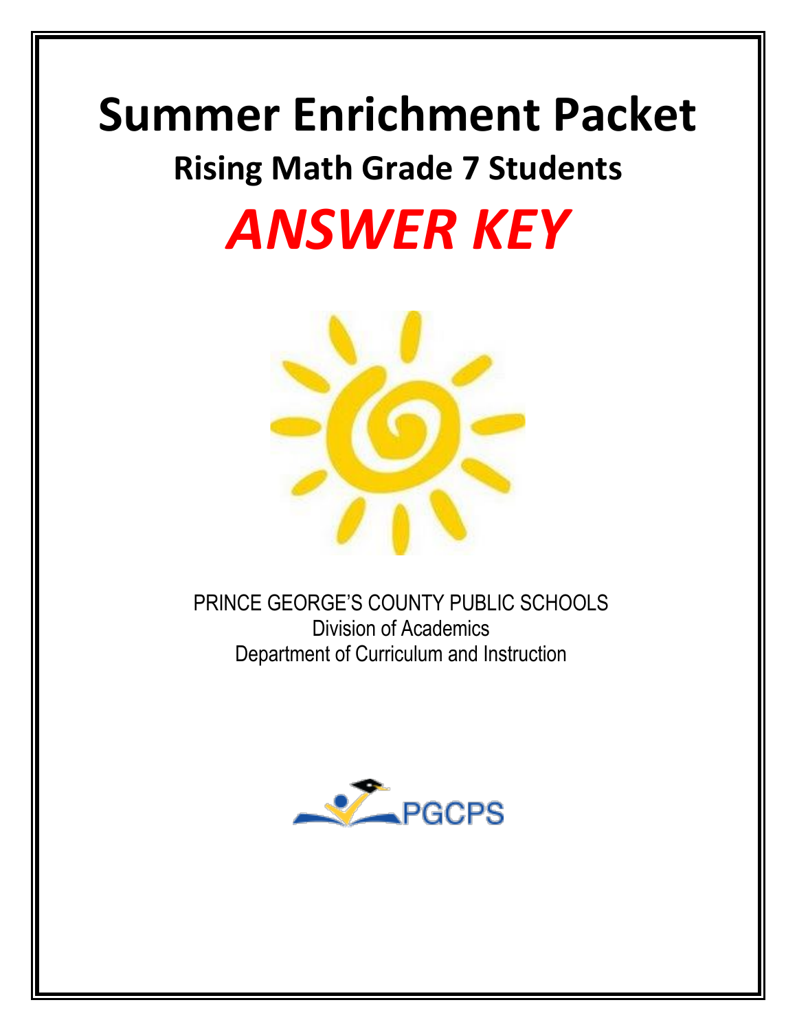# Summer Enrichment Packet

## Rising Math Grade 7 Students

# *ANSWER KEY*

PRINCE GEORGE'S COUNTY PUBLIC SCHOOLS
Division of Academics
Department of Curriculum and Instruction

PGCPS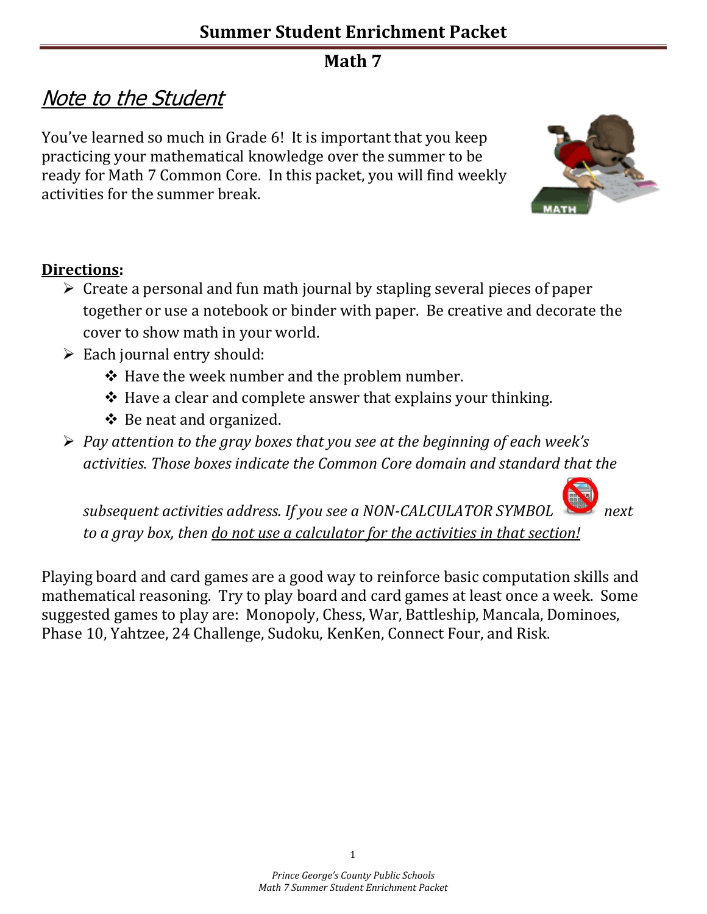# Summer Student Enrichment Packet

## Math 7

## *Note to the Student*

You've learned so much in Grade 6! It is important that you keep practicing your mathematical knowledge over the summer to be ready for Math 7 Common Core. In this packet, you will find weekly activities for the summer break.

**Directions:**

- Create a personal and fun math journal by stapling several pieces of paper together or use a notebook or binder with paper. Be creative and decorate the cover to show math in your world.
- Each journal entry should:
  - Have the week number and the problem number.
  - Have a clear and complete answer that explains your thinking.
  - Be neat and organized.
- *Pay attention to the gray boxes that you see at the beginning of each week's activities. Those boxes indicate the Common Core domain and standard that the subsequent activities address. If you see a NON-CALCULATOR SYMBOL next to a gray box, then do not use a calculator for the activities in that section!*

Playing board and card games are a good way to reinforce basic computation skills and mathematical reasoning. Try to play board and card games at least once a week. Some suggested games to play are: Monopoly, Chess, War, Battleship, Mancala, Dominoes, Phase 10, Yahtzee, 24 Challenge, Sudoku, KenKen, Connect Four, and Risk.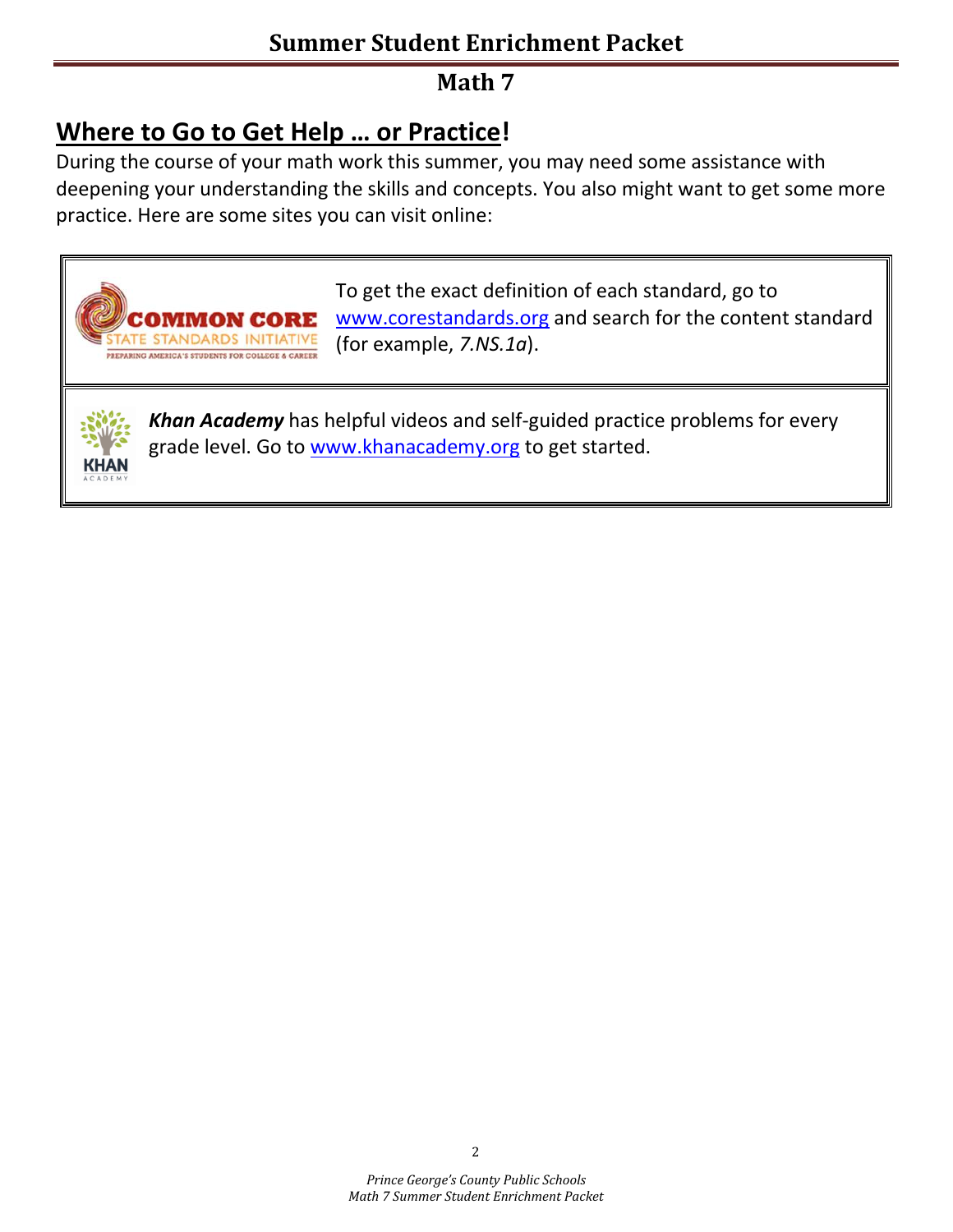# Summer Student Enrichment Packet

## Math 7

## Where to Go to Get Help … or Practice!

During the course of your math work this summer, you may need some assistance with deepening your understanding the skills and concepts. You also might want to get some more practice. Here are some sites you can visit online:

COMMON CORE STATE STANDARDS INITIATIVE
PREPARING AMERICA'S STUDENTS FOR COLLEGE & CAREER

To get the exact definition of each standard, go to www.corestandards.org and search for the content standard (for example, *7.NS.1a*).

KHAN ACADEMY

***Khan Academy*** has helpful videos and self-guided practice problems for every grade level. Go to www.khanacademy.org to get started.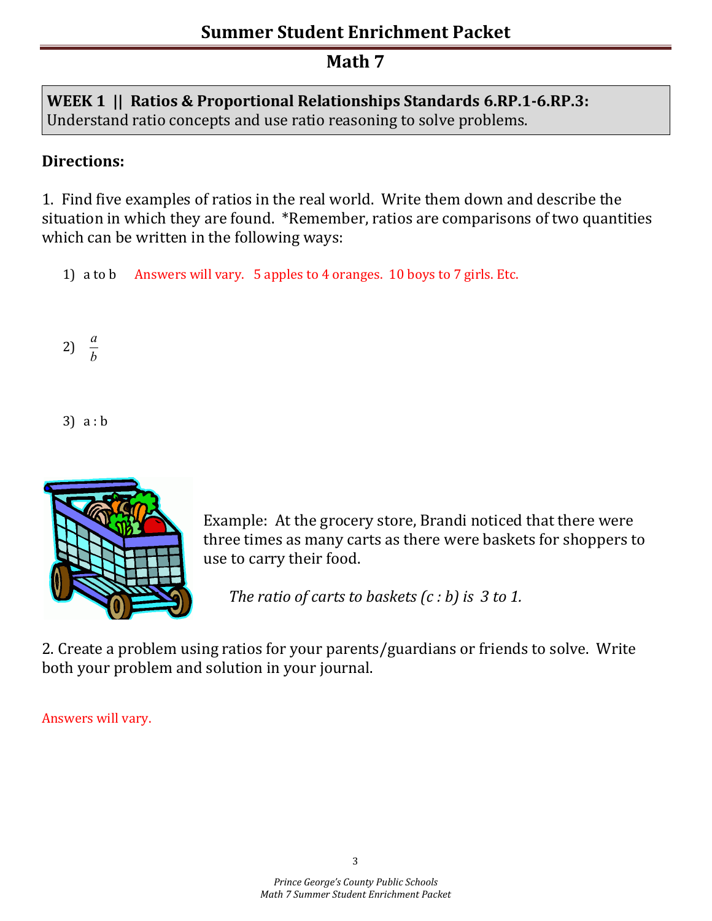# Summer Student Enrichment Packet

## Math 7

**WEEK 1 || Ratios & Proportional Relationships Standards 6.RP.1-6.RP.3:**
Understand ratio concepts and use ratio reasoning to solve problems.

**Directions:**

1. Find five examples of ratios in the real world. Write them down and describe the situation in which they are found. *Remember, ratios are comparisons of two quantities which can be written in the following ways:

   1) a to b   Answers will vary. 5 apples to 4 oranges. 10 boys to 7 girls. Etc.

   2) $\frac{a}{b}$

   3) a : b

Example: At the grocery store, Brandi noticed that there were three times as many carts as there were baskets for shoppers to use to carry their food.

*The ratio of carts to baskets (c : b) is 3 to 1.*

2. Create a problem using ratios for your parents/guardians or friends to solve. Write both your problem and solution in your journal.

Answers will vary.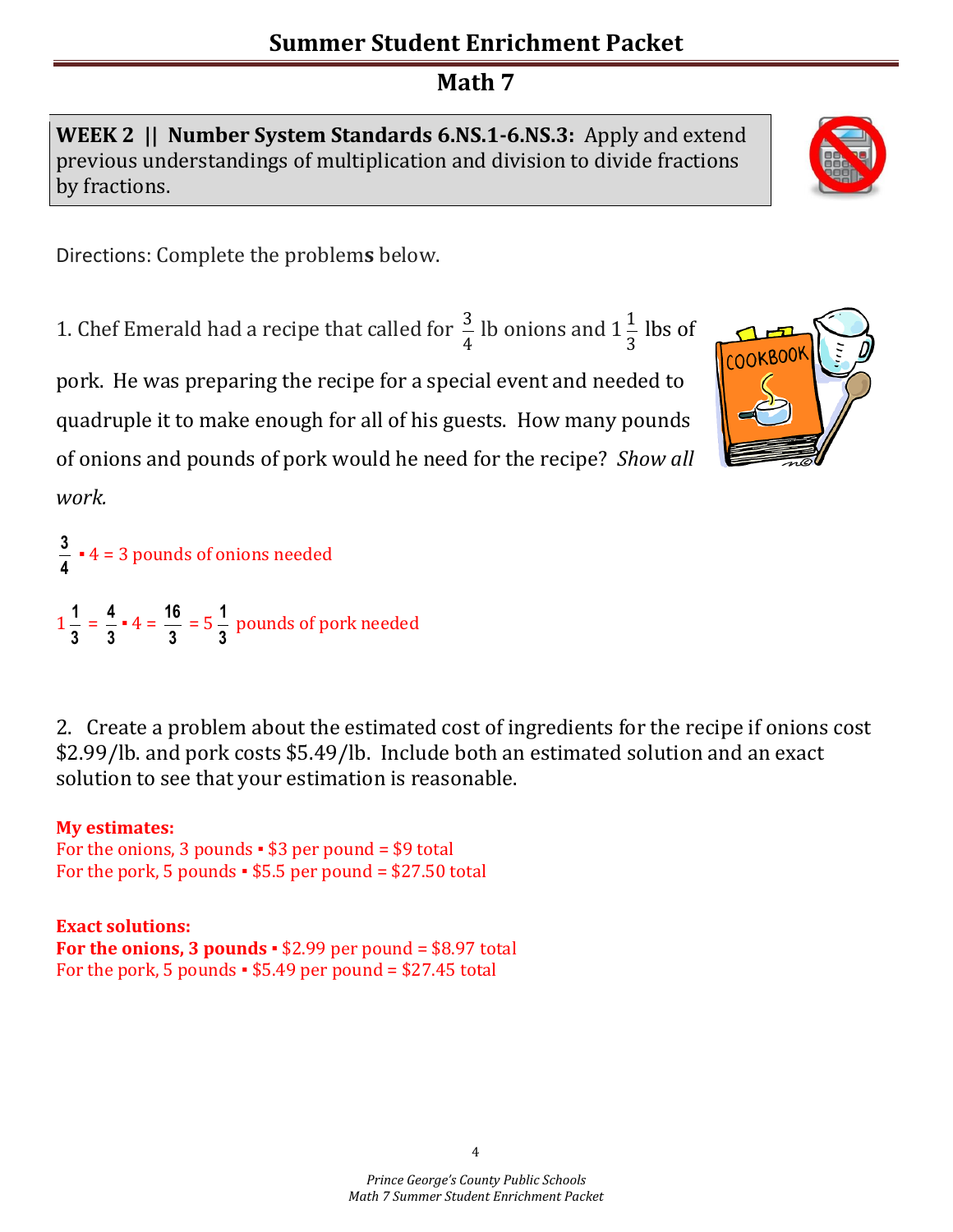# Summer Student Enrichment Packet

## Math 7

**WEEK 2 || Number System Standards 6.NS.1-6.NS.3:** Apply and extend previous understandings of multiplication and division to divide fractions by fractions.

Directions: Complete the problem**s** below.

1. Chef Emerald had a recipe that called for $\frac{3}{4}$ lb onions and $1\frac{1}{3}$ lbs of pork. He was preparing the recipe for a special event and needed to quadruple it to make enough for all of his guests. How many pounds of onions and pounds of pork would he need for the recipe? *Show all work.*

$\frac{3}{4} \cdot 4 = 3$ pounds of onions needed

$1\frac{1}{3} = \frac{4}{3} \cdot 4 = \frac{16}{3} = 5\frac{1}{3}$ pounds of pork needed

2. Create a problem about the estimated cost of ingredients for the recipe if onions cost \$2.99/lb. and pork costs \$5.49/lb. Include both an estimated solution and an exact solution to see that your estimation is reasonable.

**My estimates:**
For the onions, 3 pounds ▪ \$3 per pound = \$9 total
For the pork, 5 pounds ▪ \$5.5 per pound = \$27.50 total

**Exact solutions:**
**For the onions, 3 pounds** ▪ \$2.99 per pound = \$8.97 total
For the pork, 5 pounds ▪ \$5.49 per pound = \$27.45 total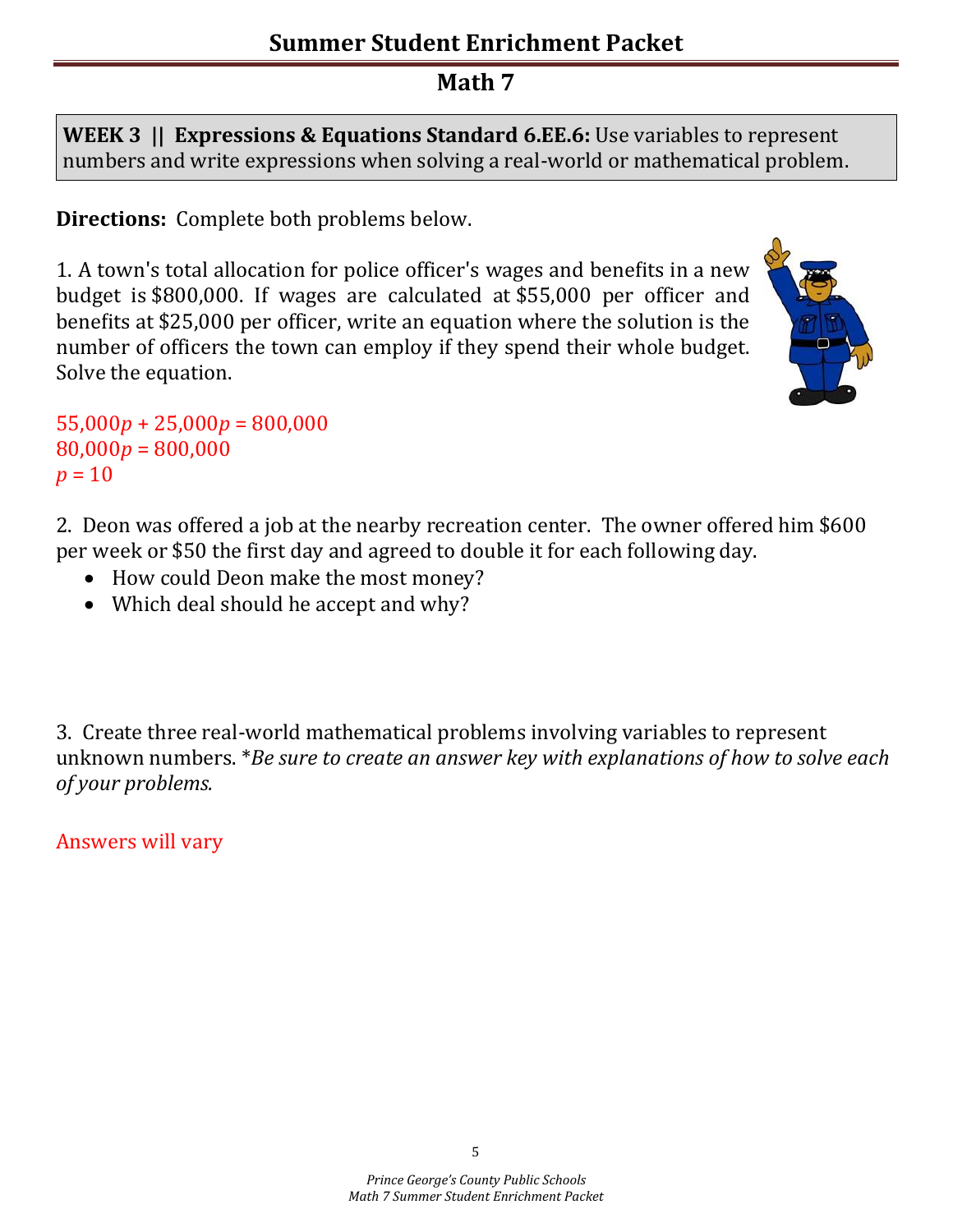# Summary Student Enrichment Packet

## Math 7

**WEEK 3 || Expressions & Equations Standard 6.EE.6:** Use variables to represent numbers and write expressions when solving a real-world or mathematical problem.

**Directions:** Complete both problems below.

1. A town's total allocation for police officer's wages and benefits in a new budget is $800,000. If wages are calculated at $55,000 per officer and benefits at $25,000 per officer, write an equation where the solution is the number of officers the town can employ if they spend their whole budget. Solve the equation.

$55{,}000p + 25{,}000p = 800{,}000$
$80{,}000p = 800{,}000$
$p = 10$

2. Deon was offered a job at the nearby recreation center. The owner offered him $600 per week or $50 the first day and agreed to double it for each following day.

- How could Deon make the most money?
- Which deal should he accept and why?

3. Create three real-world mathematical problems involving variables to represent unknown numbers. **Be sure to create an answer key with explanations of how to solve each of your problems.*

Answers will vary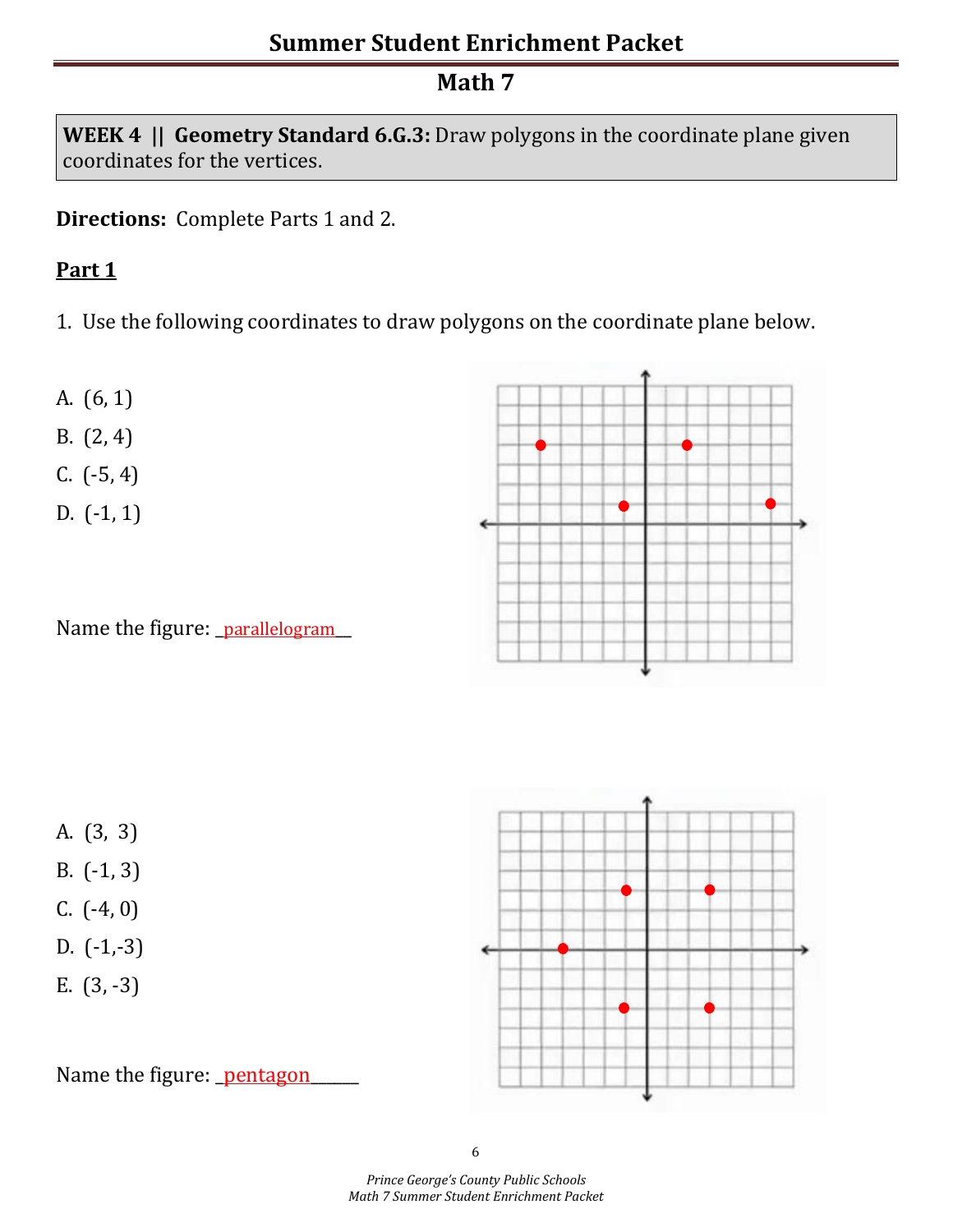# Math 7

**WEEK 4 || Geometry Standard 6.G.3:** Draw polygons in the coordinate plane given coordinates for the vertices.

**Directions:** Complete Parts 1 and 2.

## Part 1

1. Use the following coordinates to draw polygons on the coordinate plane below.

A. (6, 1)
B. (2, 4)
C. (-5, 4)
D. (-1, 1)

Name the figure: _parallelogram__

A. (3, 3)
B. (-1, 3)
C. (-4, 0)
D. (-1,-3)
E. (3, -3)

Name the figure: _pentagon______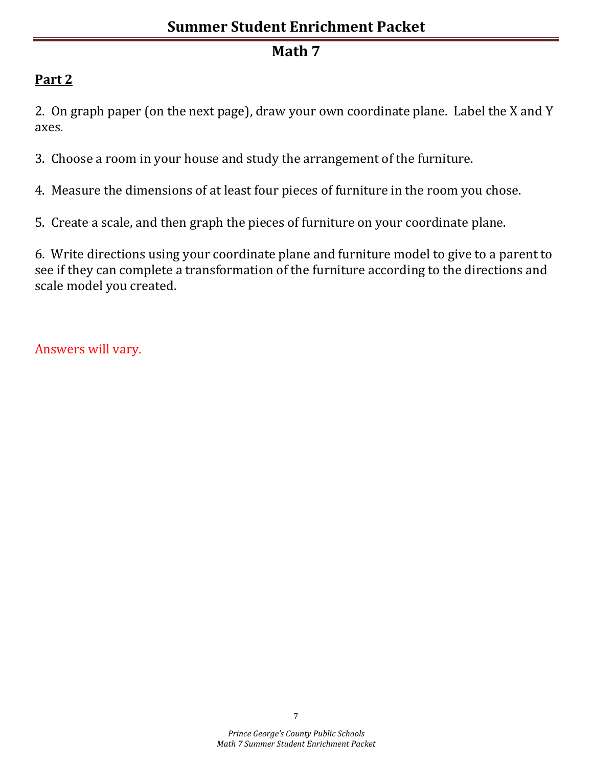# Summer Student Enrichment Packet

## Math 7

**Part 2**

2. On graph paper (on the next page), draw your own coordinate plane. Label the X and Y axes.

3. Choose a room in your house and study the arrangement of the furniture.

4. Measure the dimensions of at least four pieces of furniture in the room you chose.

5. Create a scale, and then graph the pieces of furniture on your coordinate plane.

6. Write directions using your coordinate plane and furniture model to give to a parent to see if they can complete a transformation of the furniture according to the directions and scale model you created.

Answers will vary.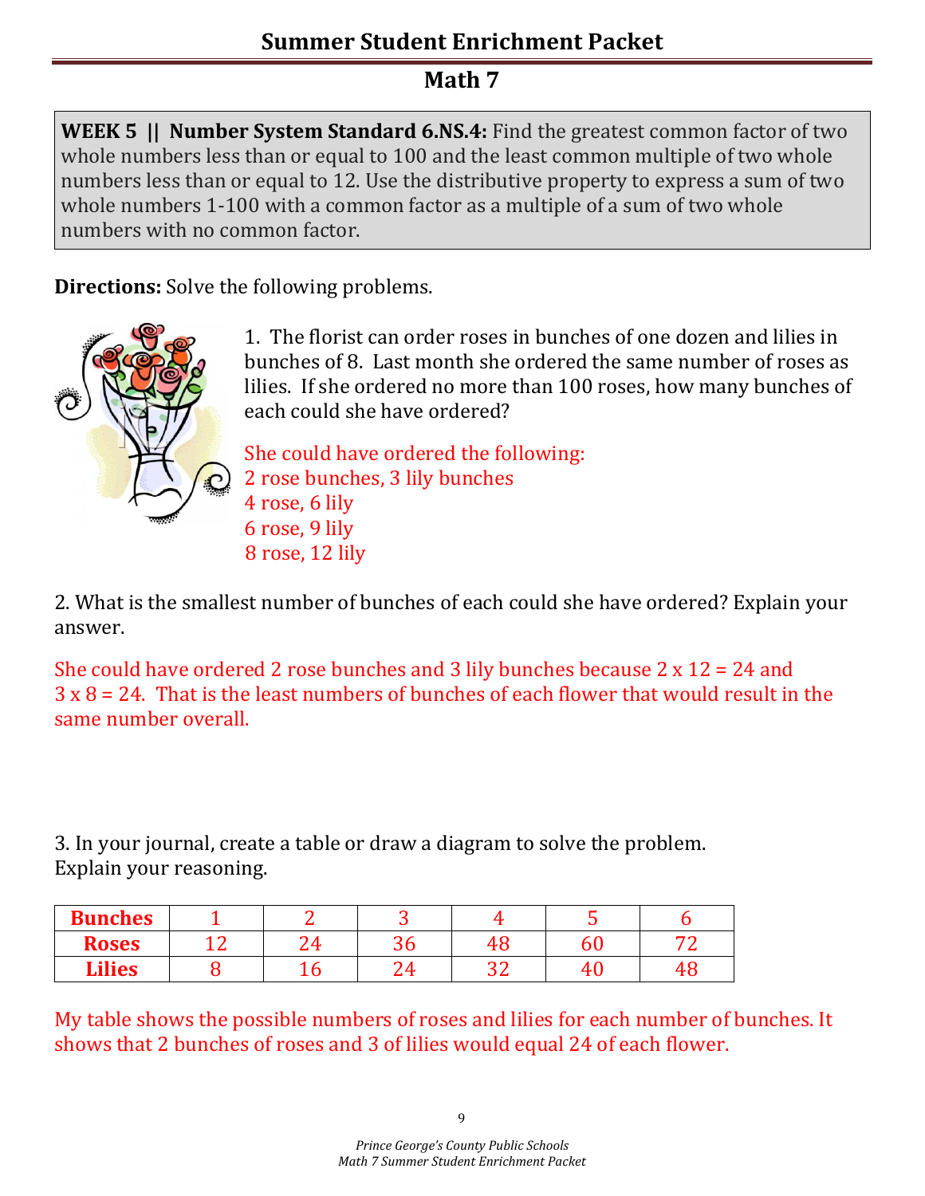## Summer Student Enrichment Packet

## Math 7

**WEEK 5 || Number System Standard 6.NS.4:** Find the greatest common factor of two whole numbers less than or equal to 100 and the least common multiple of two whole numbers less than or equal to 12. Use the distributive property to express a sum of two whole numbers 1-100 with a common factor as a multiple of a sum of two whole numbers with no common factor.

**Directions:** Solve the following problems.

1. The florist can order roses in bunches of one dozen and lilies in bunches of 8. Last month she ordered the same number of roses as lilies. If she ordered no more than 100 roses, how many bunches of each could she have ordered?

She could have ordered the following:
2 rose bunches, 3 lily bunches
4 rose, 6 lily
6 rose, 9 lily
8 rose, 12 lily

2. What is the smallest number of bunches of each could she have ordered? Explain your answer.

She could have ordered 2 rose bunches and 3 lily bunches because 2 x 12 = 24 and 3 x 8 = 24. That is the least numbers of bunches of each flower that would result in the same number overall.

3. In your journal, create a table or draw a diagram to solve the problem. Explain your reasoning.

| **Bunches** | 1 | 2 | 3 | 4 | 5 | 6 |
|---|---|---|---|---|---|---|
| **Roses** | 12 | 24 | 36 | 48 | 60 | 72 |
| **Lilies** | 8 | 16 | 24 | 32 | 40 | 48 |

My table shows the possible numbers of roses and lilies for each number of bunches. It shows that 2 bunches of roses and 3 of lilies would equal 24 of each flower.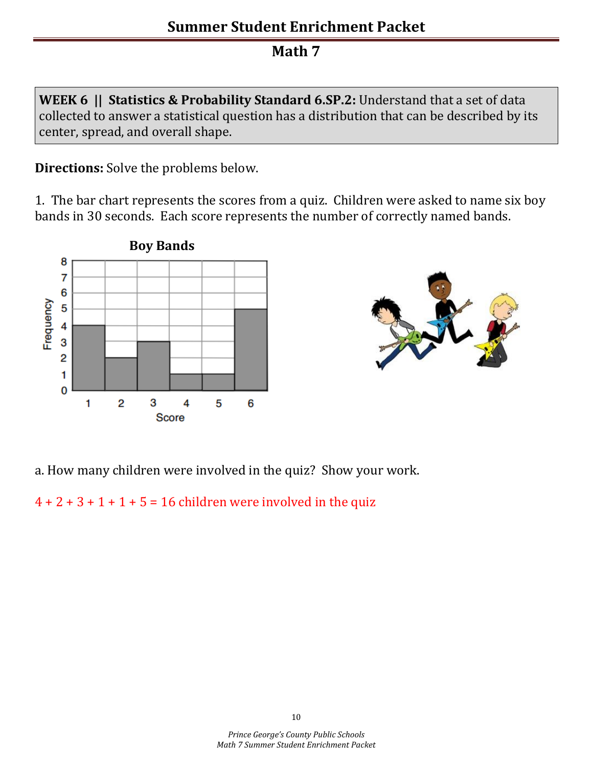# Summer Student Enrichment Packet

## Math 7

**WEEK 6 || Statistics & Probability Standard 6.SP.2:** Understand that a set of data collected to answer a statistical question has a distribution that can be described by its center, spread, and overall shape.

**Directions:** Solve the problems below.

1. The bar chart represents the scores from a quiz. Children were asked to name six boy bands in 30 seconds. Each score represents the number of correctly named bands.

**Boy Bands**

| Score | 1 | 2 | 3 | 4 | 5 | 6 |
|---|---|---|---|---|---|---|
| Frequency | 4 | 2 | 3 | 1 | 1 | 5 |

a. How many children were involved in the quiz? Show your work.

4 + 2 + 3 + 1 + 1 + 5 = 16 children were involved in the quiz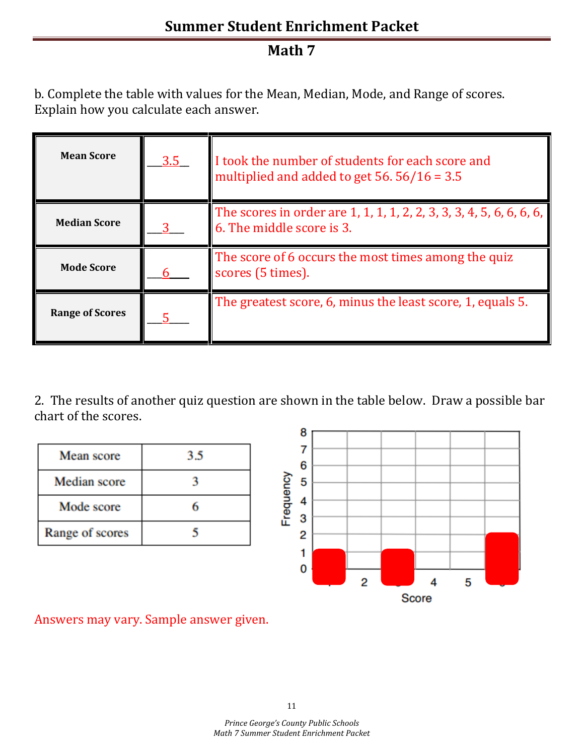b. Complete the table with values for the Mean, Median, Mode, and Range of scores. Explain how you calculate each answer.

| | | |
|---|---|---|
| **Mean Score** | 3.5 | I took the number of students for each score and multiplied and added to get 56. 56/16 = 3.5 |
| **Median Score** | 3 | The scores in order are 1, 1, 1, 1, 2, 2, 3, 3, 3, 4, 5, 6, 6, 6, 6, 6. The middle score is 3. |
| **Mode Score** | 6 | The score of 6 occurs the most times among the quiz scores (5 times). |
| **Range of Scores** | 5 | The greatest score, 6, minus the least score, 1, equals 5. |

2. The results of another quiz question are shown in the table below. Draw a possible bar chart of the scores.

| | |
|---|---|
| Mean score | 3.5 |
| Median score | 3 |
| Mode score | 6 |
| Range of scores | 5 |

Answers may vary. Sample answer given.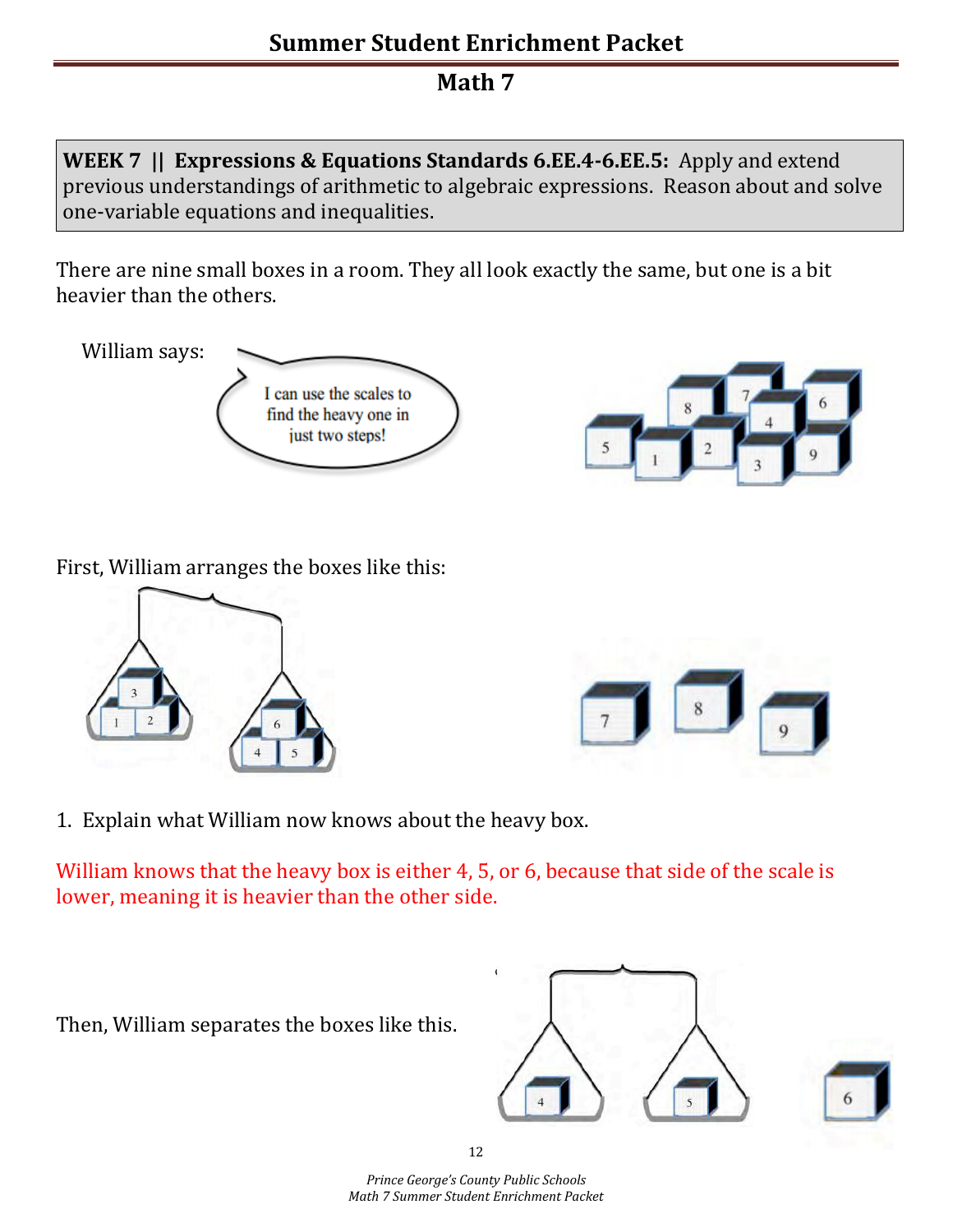## Summer Student Enrichment Packet

## Math 7

**WEEK 7 || Expressions & Equations Standards 6.EE.4-6.EE.5:** Apply and extend previous understandings of arithmetic to algebraic expressions. Reason about and solve one-variable equations and inequalities.

There are nine small boxes in a room. They all look exactly the same, but one is a bit heavier than the others.

William says:

First, William arranges the boxes like this:

1. Explain what William now knows about the heavy box.

William knows that the heavy box is either 4, 5, or 6, because that side of the scale is lower, meaning it is heavier than the other side.

Then, William separates the boxes like this.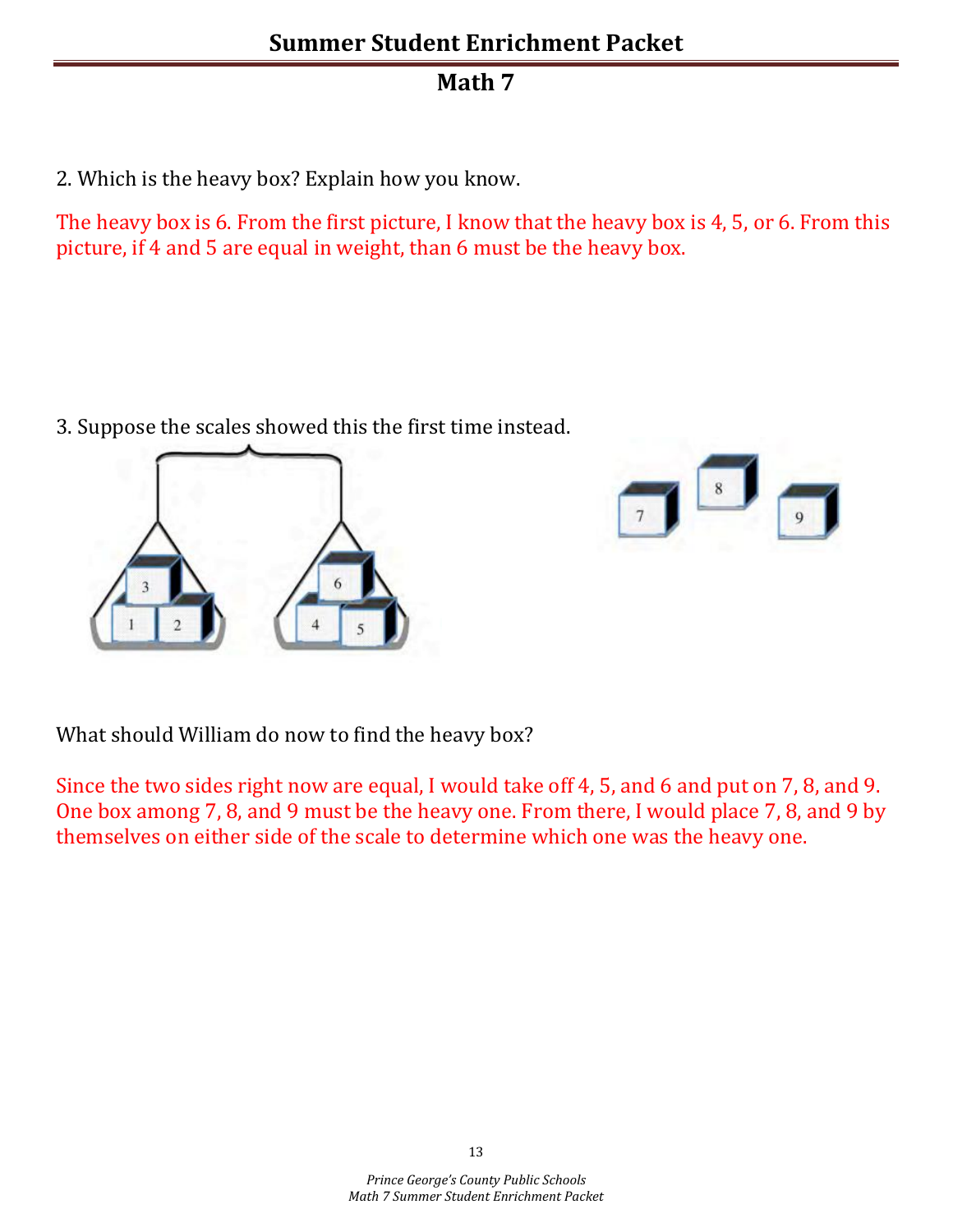## Summer Student Enrichment Packet

## Math 7

2. Which is the heavy box? Explain how you know.

The heavy box is 6. From the first picture, I know that the heavy box is 4, 5, or 6. From this picture, if 4 and 5 are equal in weight, than 6 must be the heavy box.

3. Suppose the scales showed this the first time instead.

What should William do now to find the heavy box?

Since the two sides right now are equal, I would take off 4, 5, and 6 and put on 7, 8, and 9. One box among 7, 8, and 9 must be the heavy one. From there, I would place 7, 8, and 9 by themselves on either side of the scale to determine which one was the heavy one.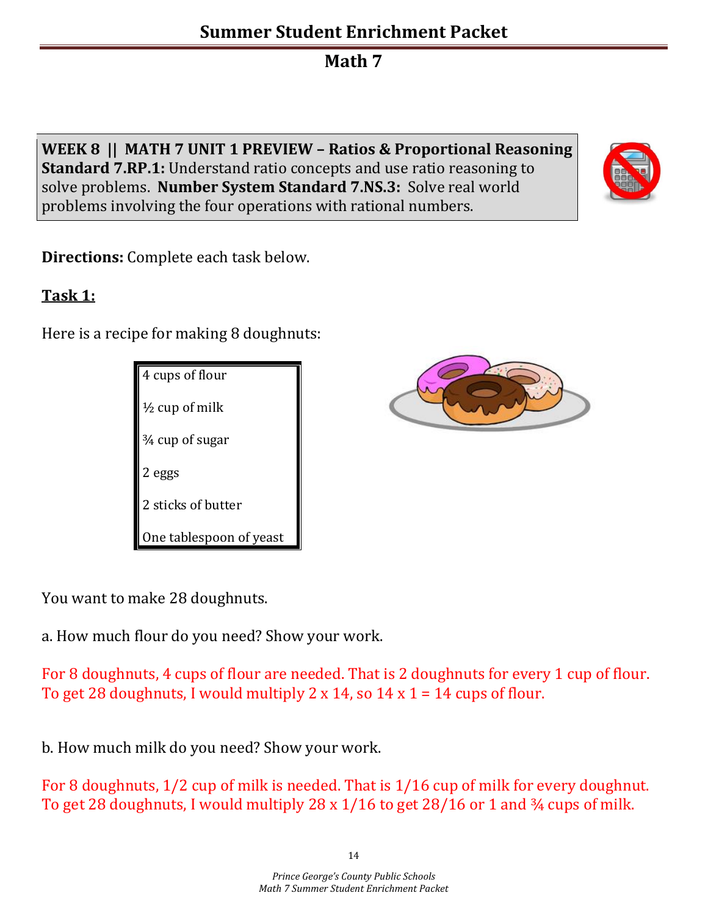# Summer Student Enrichment Packet

## Math 7

**WEEK 8 || MATH 7 UNIT 1 PREVIEW – Ratios & Proportional Reasoning Standard 7.RP.1:** Understand ratio concepts and use ratio reasoning to solve problems. **Number System Standard 7.NS.3:** Solve real world problems involving the four operations with rational numbers.

**Directions:** Complete each task below.

**Task 1:**

Here is a recipe for making 8 doughnuts:

| |
|---|
| 4 cups of flour |
| ½ cup of milk |
| ¾ cup of sugar |
| 2 eggs |
| 2 sticks of butter |
| One tablespoon of yeast |

You want to make 28 doughnuts.

a. How much flour do you need? Show your work.

For 8 doughnuts, 4 cups of flour are needed. That is 2 doughnuts for every 1 cup of flour. To get 28 doughnuts, I would multiply 2 x 14, so 14 x 1 = 14 cups of flour.

b. How much milk do you need? Show your work.

For 8 doughnuts, 1/2 cup of milk is needed. That is 1/16 cup of milk for every doughnut. To get 28 doughnuts, I would multiply 28 x 1/16 to get 28/16 or 1 and ¾ cups of milk.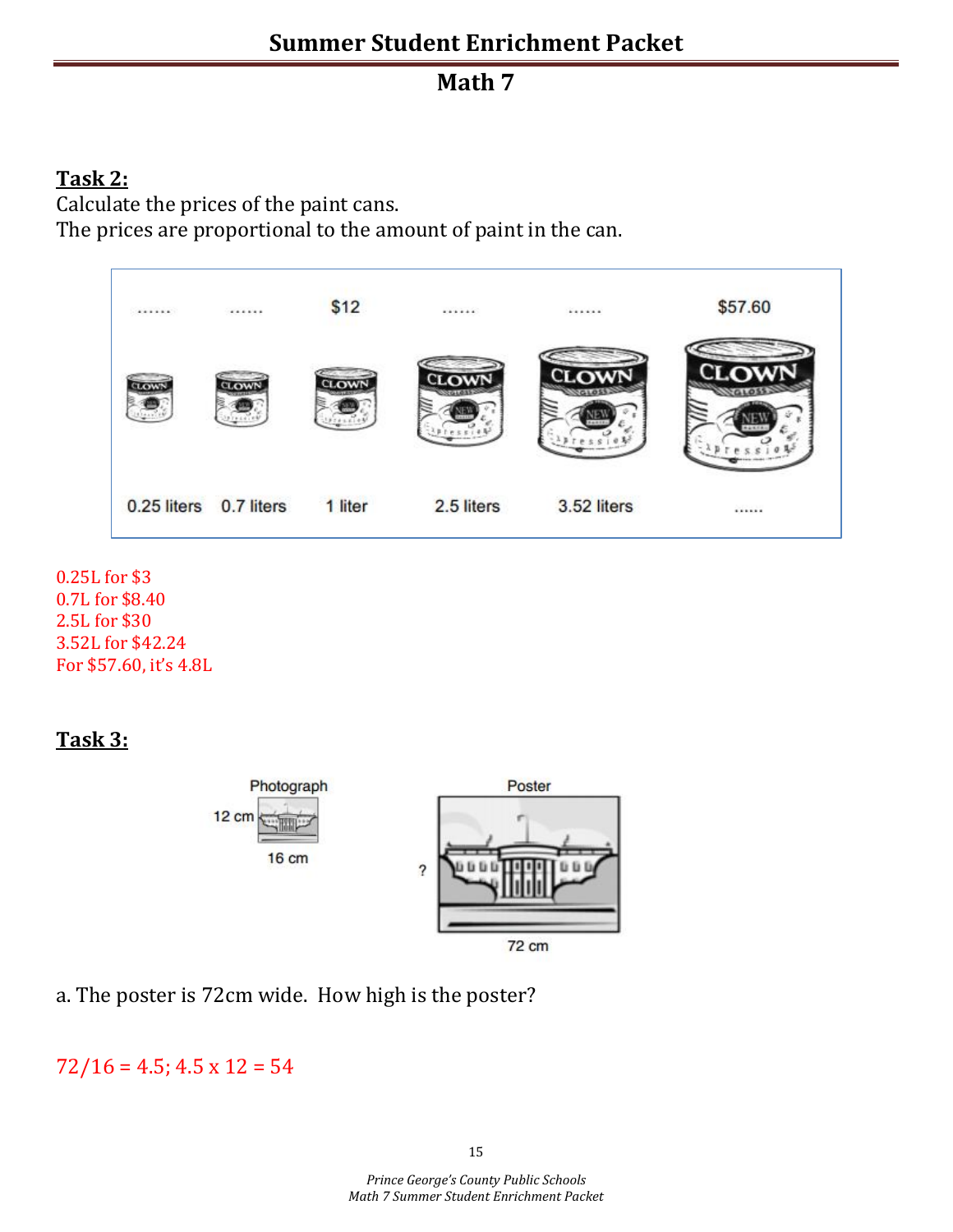## Summer Student Enrichment Packet

## Math 7

**Task 2:**

Calculate the prices of the paint cans.
The prices are proportional to the amount of paint in the can.

| ...... | ...... | $12 | ...... | ...... | $57.60 |
|---|---|---|---|---|---|
| 0.25 liters | 0.7 liters | 1 liter | 2.5 liters | 3.52 liters | ...... |

0.25L for $3
0.7L for $8.40
2.5L for $30
3.52L for $42.24
For $57.60, it's 4.8L

**Task 3:**

Photograph: 12 cm, 16 cm

Poster: ?, 72 cm

a. The poster is 72cm wide. How high is the poster?

$72/16 = 4.5$; $4.5 \times 12 = 54$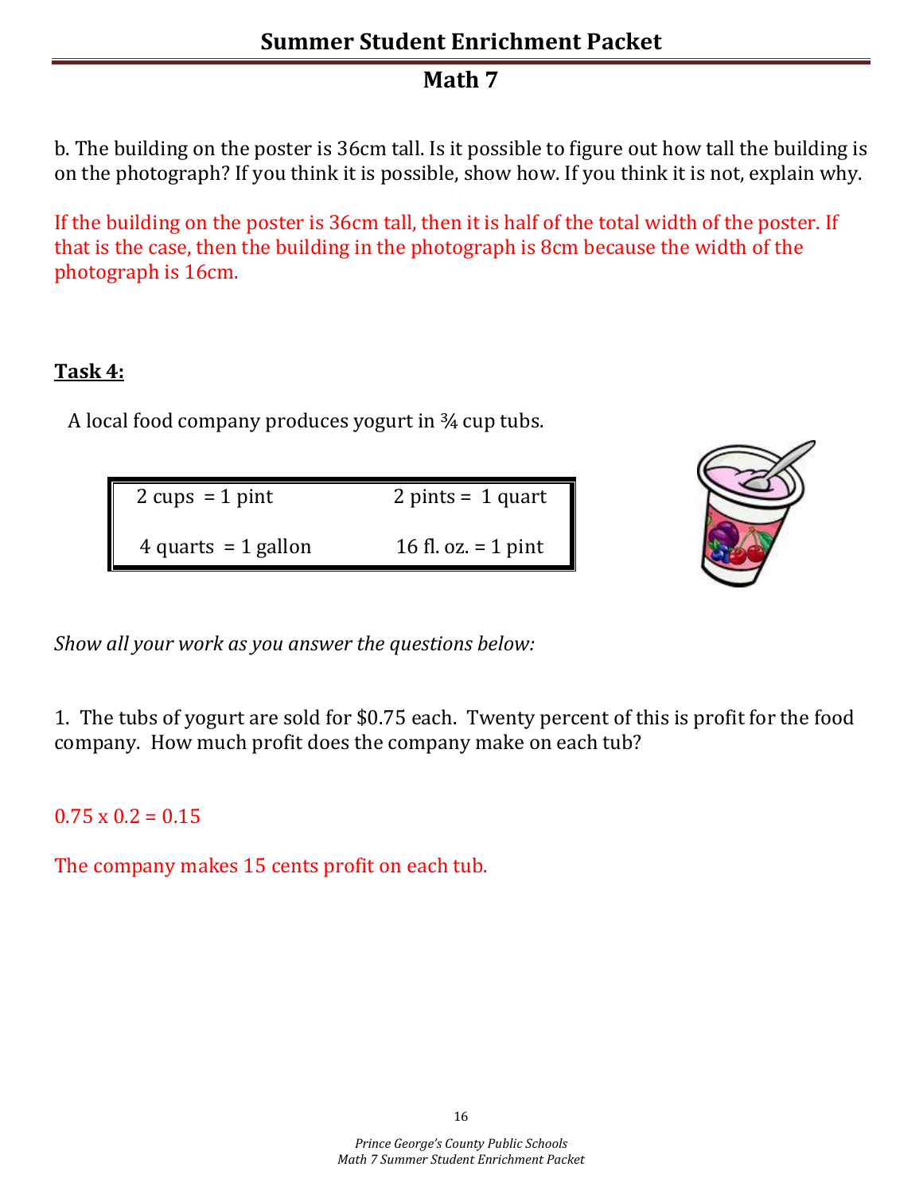b. The building on the poster is 36cm tall. Is it possible to figure out how tall the building is on the photograph? If you think it is possible, show how. If you think it is not, explain why.

If the building on the poster is 36cm tall, then it is half of the total width of the poster. If that is the case, then the building in the photograph is 8cm because the width of the photograph is 16cm.

**Task 4:**

A local food company produces yogurt in ¾ cup tubs.

| | |
|---|---|
| 2 cups = 1 pint | 2 pints = 1 quart |
| 4 quarts = 1 gallon | 16 fl. oz. = 1 pint |

*Show all your work as you answer the questions below:*

1. The tubs of yogurt are sold for $0.75 each. Twenty percent of this is profit for the food company. How much profit does the company make on each tub?

$0.75 \times 0.2 = 0.15$

The company makes 15 cents profit on each tub.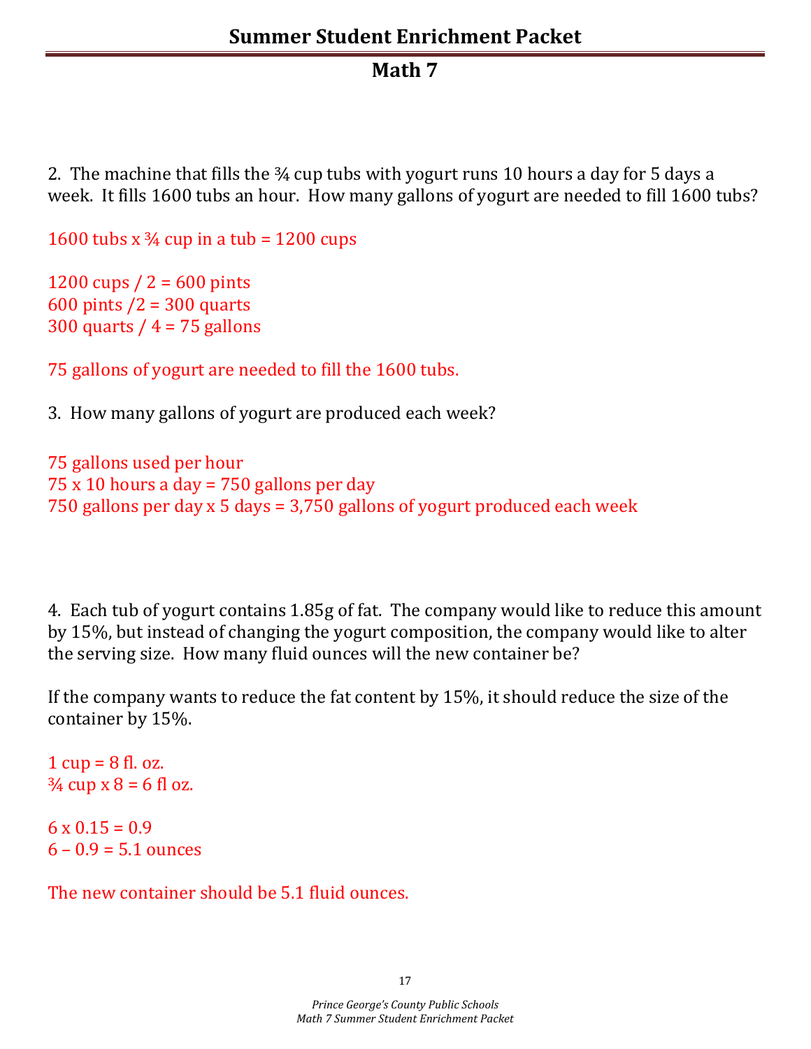2. The machine that fills the ¾ cup tubs with yogurt runs 10 hours a day for 5 days a week. It fills 1600 tubs an hour. How many gallons of yogurt are needed to fill 1600 tubs?

1600 tubs x ¾ cup in a tub = 1200 cups

1200 cups / 2 = 600 pints
600 pints /2 = 300 quarts
300 quarts / 4 = 75 gallons

75 gallons of yogurt are needed to fill the 1600 tubs.

3. How many gallons of yogurt are produced each week?

75 gallons used per hour
75 x 10 hours a day = 750 gallons per day
750 gallons per day x 5 days = 3,750 gallons of yogurt produced each week

4. Each tub of yogurt contains 1.85g of fat. The company would like to reduce this amount by 15%, but instead of changing the yogurt composition, the company would like to alter the serving size. How many fluid ounces will the new container be?

If the company wants to reduce the fat content by 15%, it should reduce the size of the container by 15%.

1 cup = 8 fl. oz.
¾ cup x 8 = 6 fl oz.

6 x 0.15 = 0.9
6 – 0.9 = 5.1 ounces

The new container should be 5.1 fluid ounces.